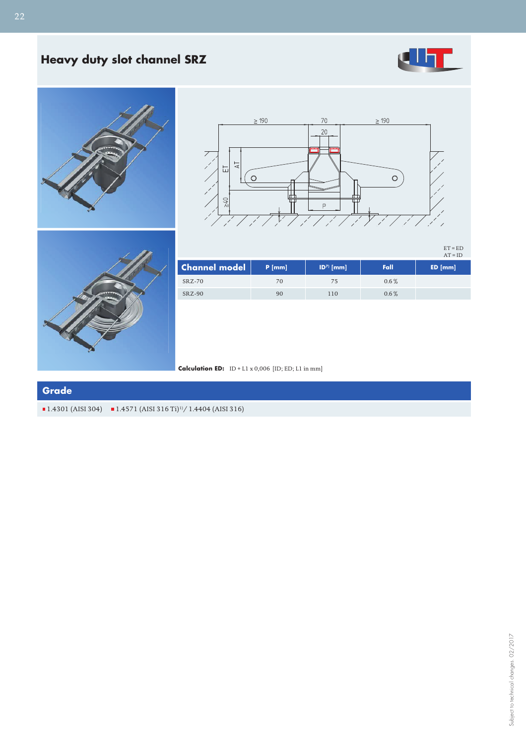# Heavy duty slot channel SRZ

ET = ED
AT = ID

| Channel model | P [mm] | ID[7] [mm] | Fall | ED [mm] |
|---|---|---|---|---|
| SRZ-70 | 70 | 75 | 0.6 % | |
| SRZ-90 | 90 | 110 | 0.6 % | |

**Calculation ED:** ID + L1 x 0,006 [ID; ED; L1 in mm]

## Grade

- 1.4301 (AISI 304)
- 1.4571 (AISI 316 Ti)[1] / 1.4404 (AISI 316)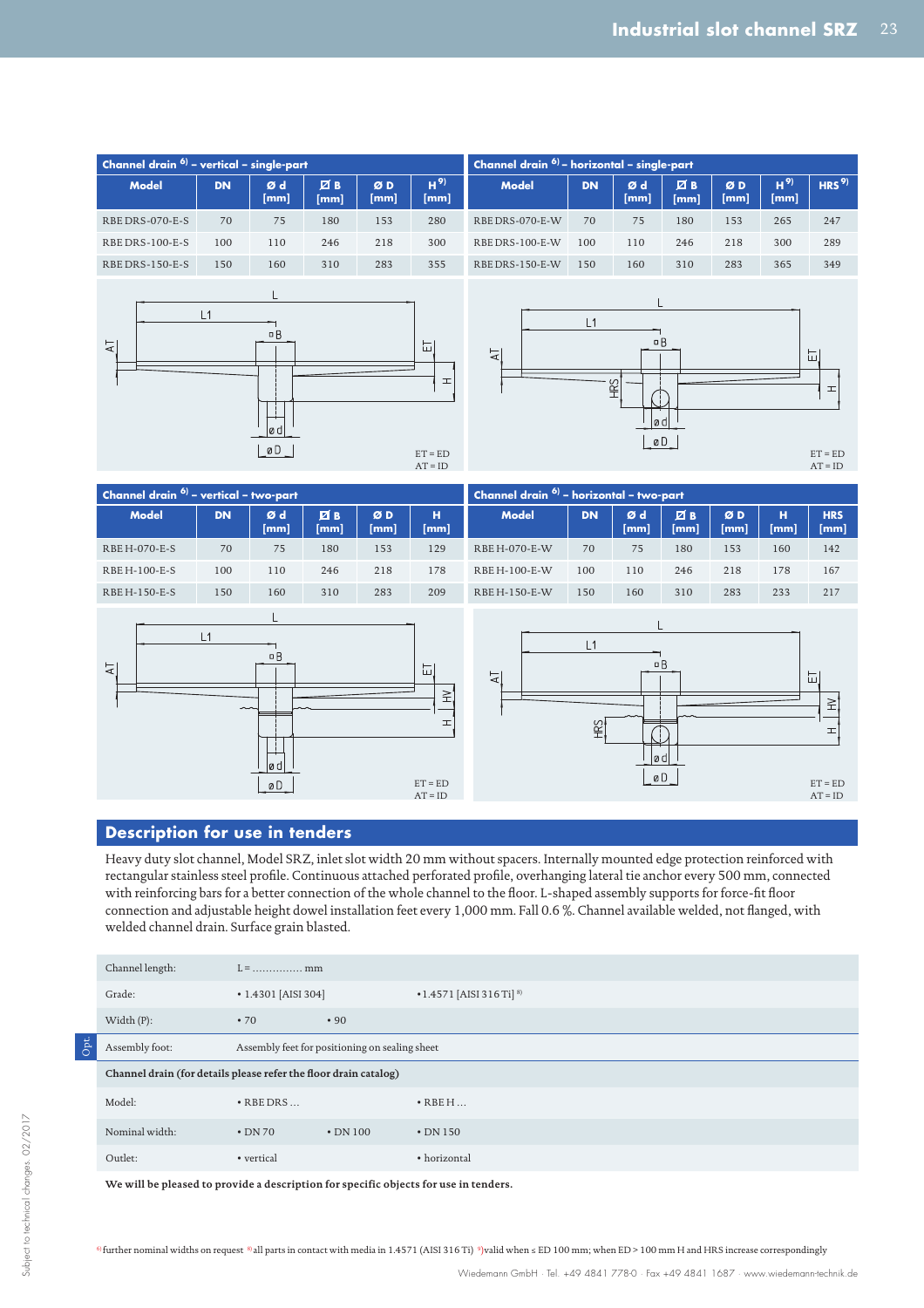## Channel drain [6] – vertical – single-part

| Model | DN | Ø d [mm] | ☐ B [mm] | Ø D [mm] | H [9] [mm] |
|---|---|---|---|---|---|
| RBE DRS-070-E-S | 70 | 75 | 180 | 153 | 280 |
| RBE DRS-100-E-S | 100 | 110 | 246 | 218 | 300 |
| RBE DRS-150-E-S | 150 | 160 | 310 | 283 | 355 |

L
L1
AT
☐B
ET
H
ø d
ø D
ET = ED
AT = ID

## Channel drain [6] – horizontal – single-part

| Model | DN | Ø d [mm] | ☐ B [mm] | Ø D [mm] | H [9] [mm] | HRS [9] |
|---|---|---|---|---|---|---|
| RBE DRS-070-E-W | 70 | 75 | 180 | 153 | 265 | 247 |
| RBE DRS-100-E-W | 100 | 110 | 246 | 218 | 300 | 289 |
| RBE DRS-150-E-W | 150 | 160 | 310 | 283 | 365 | 349 |

L
L1
AT
☐B
HRS
ET
H
ø d
ø D
ET = ED
AT = ID

## Channel drain [6] – vertical – two-part

| Model | DN | Ø d [mm] | ☐ B [mm] | Ø D [mm] | H [mm] |
|---|---|---|---|---|---|
| RBE H-070-E-S | 70 | 75 | 180 | 153 | 129 |
| RBE H-100-E-S | 100 | 110 | 246 | 218 | 178 |
| RBE H-150-E-S | 150 | 160 | 310 | 283 | 209 |

L
L1
AT
☐B
ET
HV
H
ø d
ø D
ET = ED
AT = ID

## Channel drain [6] – horizontal – two-part

| Model | DN | Ø d [mm] | ☐ B [mm] | Ø D [mm] | H [mm] | HRS [mm] |
|---|---|---|---|---|---|---|
| RBE H-070-E-W | 70 | 75 | 180 | 153 | 160 | 142 |
| RBE H-100-E-W | 100 | 110 | 246 | 218 | 178 | 167 |
| RBE H-150-E-W | 150 | 160 | 310 | 283 | 233 | 217 |

L
L1
AT
☐B
HRS
ET
HV
H
ø d
ø D
ET = ED
AT = ID

## Description for use in tenders

Heavy duty slot channel, Model SRZ, inlet slot width 20 mm without spacers. Internally mounted edge protection reinforced with rectangular stainless steel profile. Continuous attached perforated profile, overhanging lateral tie anchor every 500 mm, connected with reinforcing bars for a better connection of the whole channel to the floor. L-shaped assembly supports for force-fit floor connection and adjustable height dowel installation feet every 1,000 mm. Fall 0.6 %. Channel available welded, not flanged, with welded channel drain. Surface grain blasted.

| | | | |
|---|---|---|---|
| Channel length: | L = ............... mm | | |
| Grade: | • 1.4301 [AISI 304] | | • 1.4571 [AISI 316 Ti] [8] |
| Width (P): | • 70 | • 90 | |
| Opt. Assembly foot: | Assembly feet for positioning on sealing sheet | | |
| **Channel drain (for details please refer the floor drain catalog)** | | | |
| Model: | • RBE DRS ... | | • RBE H ... |
| Nominal width: | • DN 70 | • DN 100 | • DN 150 |
| Outlet: | • vertical | | • horizontal |

**We will be pleased to provide a description for specific objects for use in tenders.**

[6] further nominal widths on request [8] all parts in contact with media in 1.4571 (AISI 316 Ti) [9] valid when ≤ ED 100 mm; when ED > 100 mm H and HRS increase correspondingly

Subject to technical changes: 02/2017

Wiedemann GmbH · Tel. +49 4841 778-0 · Fax +49 4841 1687 · www.wiedemann-technik.de